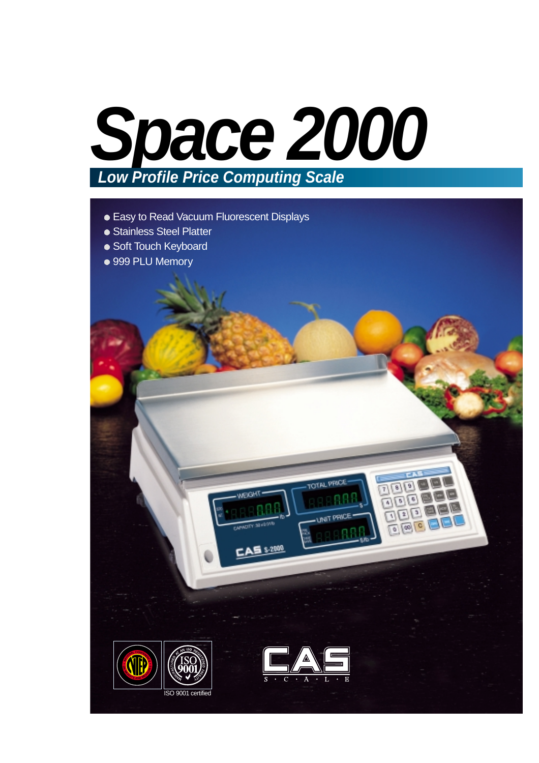# Space 2000

## *Low Profile Price Computing Scale*

- Easy to Read Vacuum Fluorescent Displays
- Stainless Steel Platter
- Soft Touch Keyboard
- 999 PLU Memory

ISO 9001 certified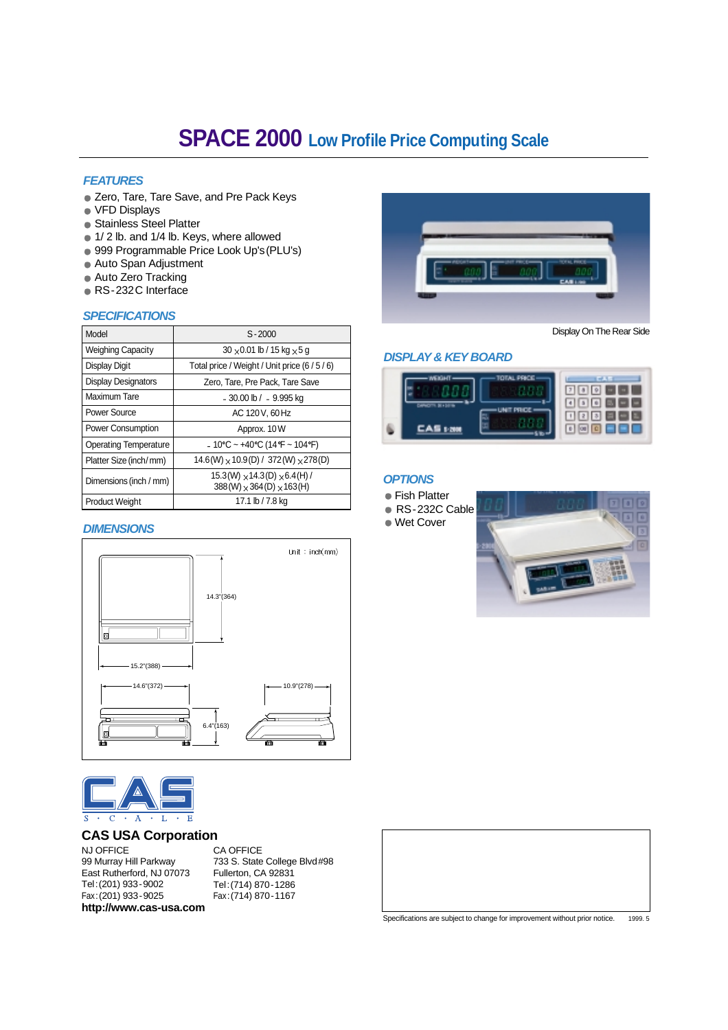# SPACE 2000 Low Profile Price Computing Scale

## FEATURES

- Zero, Tare, Tare Save, and Pre Pack Keys
- VFD Displays
- Stainless Steel Platter
- 1/ 2 lb. and 1/4 lb. Keys, where allowed
- 999 Programmable Price Look Up's(PLU's)
- Auto Span Adjustment
- Auto Zero Tracking
- RS-232C Interface

## SPECIFICATIONS

| Model | S-2000 |
|---|---|
| Weighing Capacity | 30 x 0.01 lb / 15 kg x 5 g |
| Display Digit | Total price / Weight / Unit price (6 / 5 / 6) |
| Display Designators | Zero, Tare, Pre Pack, Tare Save |
| Maximum Tare | - 30.00 lb / - 9.995 kg |
| Power Source | AC 120 V, 60 Hz |
| Power Consumption | Approx. 10 W |
| Operating Temperature | - 10°C ~ +40°C (14°F ~ 104°F) |
| Platter Size (inch/ mm) | 14.6(W) x 10.9(D) / 372(W) x 278(D) |
| Dimensions (inch / mm) | 15.3(W) x 14.3(D) x 6.4(H) / 388(W) x 364(D) x 163(H) |
| Product Weight | 17.1 lb / 7.8 kg |

## DIMENSIONS

Unit : inch(mm)

14.3"(364)

15.2"(388)

14.6"(372)

10.9"(278)

6.4"(163)

Display On The Rear Side

## DISPLAY & KEY BOARD

## OPTIONS

- Fish Platter
- RS-232C Cable
- Wet Cover

## CAS USA Corporation

NJ OFFICE
99 Murray Hill Parkway
East Rutherford, NJ 07073
Tel:(201) 933-9002
Fax:(201) 933-9025

CA OFFICE
733 S. State College Blvd #98
Fullerton, CA 92831
Tel:(714) 870-1286
Fax:(714) 870-1167

**http://www.cas-usa.com**

Specifications are subject to change for improvement without prior notice. 1999. 5